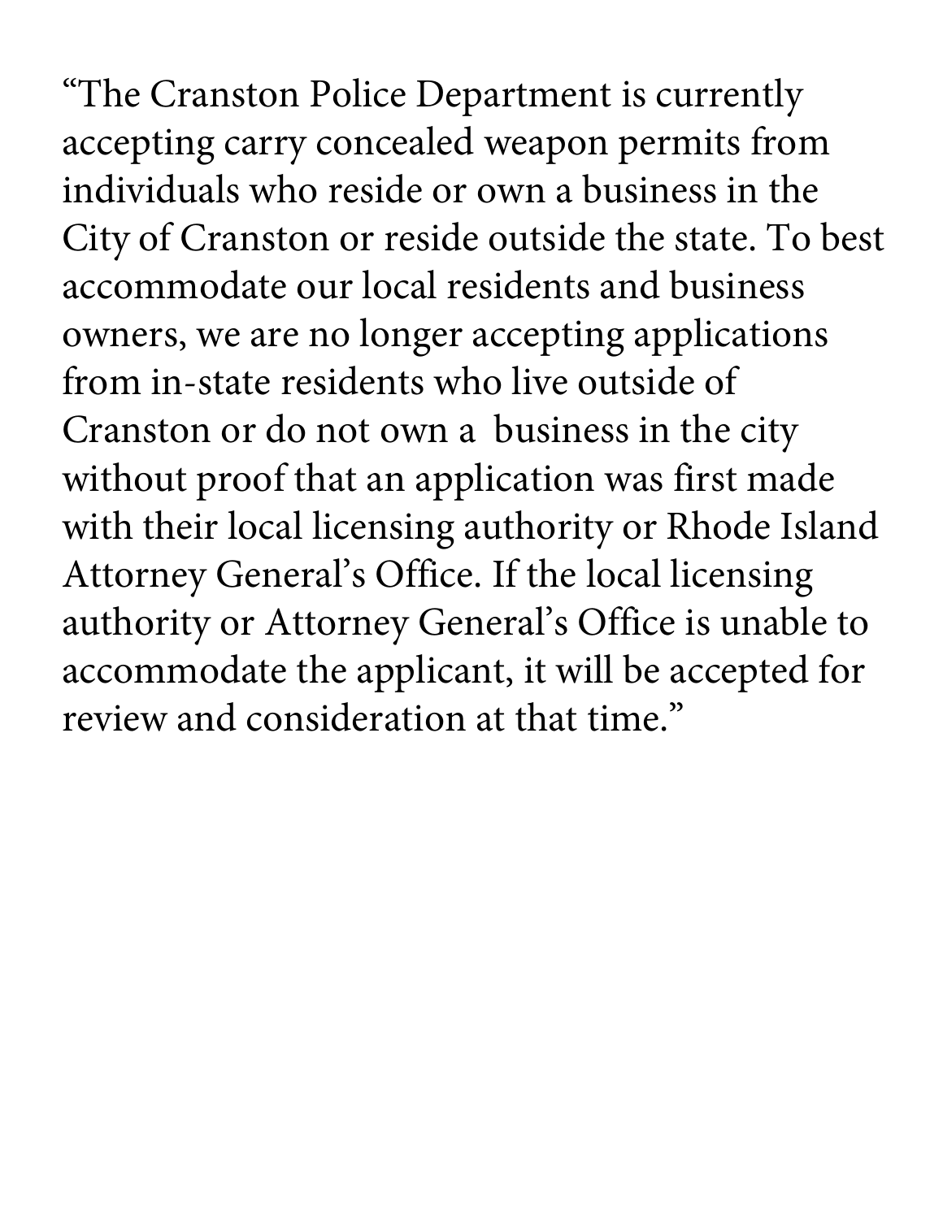"The Cranston Police Department is currently accepting carry concealed weapon permits from individuals who reside or own a business in the City of Cranston or reside outside the state. To best accommodate our local residents and business owners, we are no longer accepting applications from in-state residents who live outside of Cranston or do not own a business in the city without proof that an application was first made with their local licensing authority or Rhode Island Attorney General's Office. If the local licensing authority or Attorney General's Office is unable to accommodate the applicant, it will be accepted for review and consideration at that time."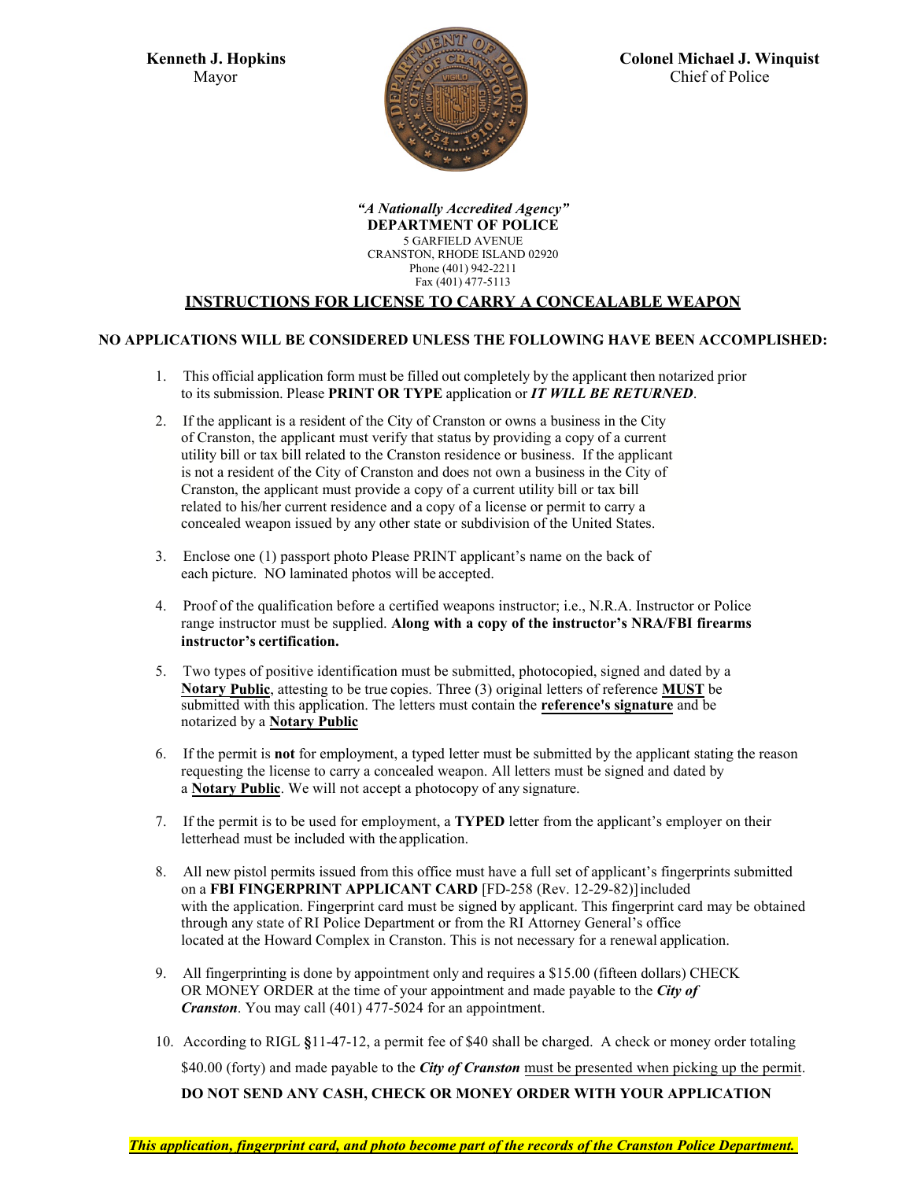**Kenneth J. Hopkins**
Mayor

**Colonel Michael J. Winquist**
Chief of Police

***"A Nationally Accredited Agency"***
**DEPARTMENT OF POLICE**
5 GARFIELD AVENUE
CRANSTON, RHODE ISLAND 02920
Phone (401) 942-2211
Fax (401) 477-5113

## INSTRUCTIONS FOR LICENSE TO CARRY A CONCEALABLE WEAPON

**NO APPLICATIONS WILL BE CONSIDERED UNLESS THE FOLLOWING HAVE BEEN ACCOMPLISHED:**

1. This official application form must be filled out completely by the applicant then notarized prior to its submission. Please **PRINT OR TYPE** application or ***IT WILL BE RETURNED***.

2. If the applicant is a resident of the City of Cranston or owns a business in the City of Cranston, the applicant must verify that status by providing a copy of a current utility bill or tax bill related to the Cranston residence or business. If the applicant is not a resident of the City of Cranston and does not own a business in the City of Cranston, the applicant must provide a copy of a current utility bill or tax bill related to his/her current residence and a copy of a license or permit to carry a concealed weapon issued by any other state or subdivision of the United States.

3. Enclose one (1) passport photo Please PRINT applicant's name on the back of each picture. NO laminated photos will be accepted.

4. Proof of the qualification before a certified weapons instructor; i.e., N.R.A. Instructor or Police range instructor must be supplied. **Along with a copy of the instructor's NRA/FBI firearms instructor's certification.**

5. Two types of positive identification must be submitted, photocopied, signed and dated by a **Notary Public**, attesting to be true copies. Three (3) original letters of reference **MUST** be submitted with this application. The letters must contain the **reference's signature** and be notarized by a **Notary Public**

6. If the permit is **not** for employment, a typed letter must be submitted by the applicant stating the reason requesting the license to carry a concealed weapon. All letters must be signed and dated by a **Notary Public**. We will not accept a photocopy of any signature.

7. If the permit is to be used for employment, a **TYPED** letter from the applicant's employer on their letterhead must be included with the application.

8. All new pistol permits issued from this office must have a full set of applicant's fingerprints submitted on a **FBI FINGERPRINT APPLICANT CARD** [FD-258 (Rev. 12-29-82)] included with the application. Fingerprint card must be signed by applicant. This fingerprint card may be obtained through any state of RI Police Department or from the RI Attorney General's office located at the Howard Complex in Cranston. This is not necessary for a renewal application.

9. All fingerprinting is done by appointment only and requires a $15.00 (fifteen dollars) CHECK OR MONEY ORDER at the time of your appointment and made payable to the ***City of Cranston***. You may call (401) 477-5024 for an appointment.

10. According to RIGL **§**11-47-12, a permit fee of $40 shall be charged. A check or money order totaling $40.00 (forty) and made payable to the ***City of Cranston*** must be presented when picking up the permit.

    **DO NOT SEND ANY CASH, CHECK OR MONEY ORDER WITH YOUR APPLICATION**

***This application, fingerprint card, and photo become part of the records of the Cranston Police Department.***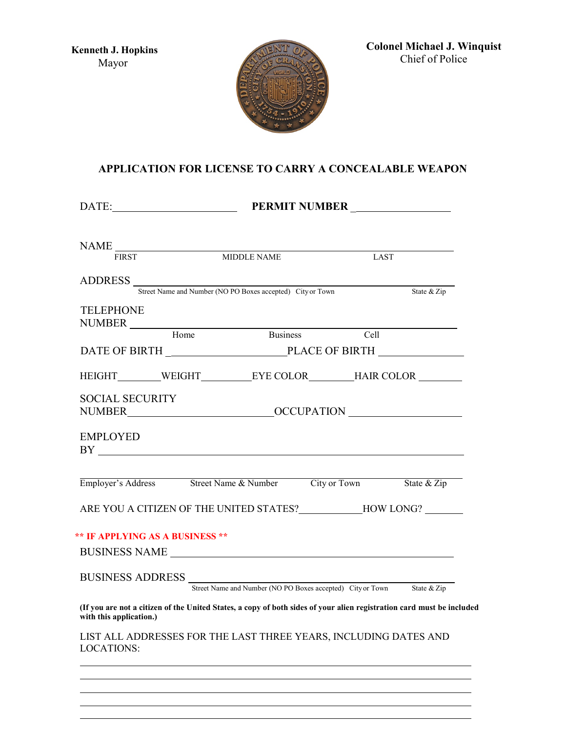**Kenneth J. Hopkins**
Mayor

**Colonel Michael J. Winquist**
Chief of Police

## APPLICATION FOR LICENSE TO CARRY A CONCEALABLE WEAPON

DATE:______________________ **PERMIT NUMBER** ________________

NAME ______________________________________________________________
FIRST MIDDLE NAME LAST

ADDRESS ___________________________________________________________
Street Name and Number (NO PO Boxes accepted) City or Town State & Zip

TELEPHONE NUMBER __________________________________________________
Home Business Cell

DATE OF BIRTH ____________________ PLACE OF BIRTH _______________

HEIGHT________WEIGHT_________EYE COLOR________HAIR COLOR ________

SOCIAL SECURITY NUMBER__________________________OCCUPATION ____________________

EMPLOYED BY _______________________________________________________

___________________________________________________________________
Employer's Address Street Name & Number City or Town State & Zip

ARE YOU A CITIZEN OF THE UNITED STATES?___________HOW LONG? _______

**\*\* IF APPLYING AS A BUSINESS \*\***

BUSINESS NAME _____________________________________________________

BUSINESS ADDRESS __________________________________________________
Street Name and Number (NO PO Boxes accepted) City or Town State & Zip

**(If you are not a citizen of the United States, a copy of both sides of your alien registration card must be included with this application.)**

LIST ALL ADDRESSES FOR THE LAST THREE YEARS, INCLUDING DATES AND LOCATIONS:

___________________________________________________________________

___________________________________________________________________

___________________________________________________________________

___________________________________________________________________

___________________________________________________________________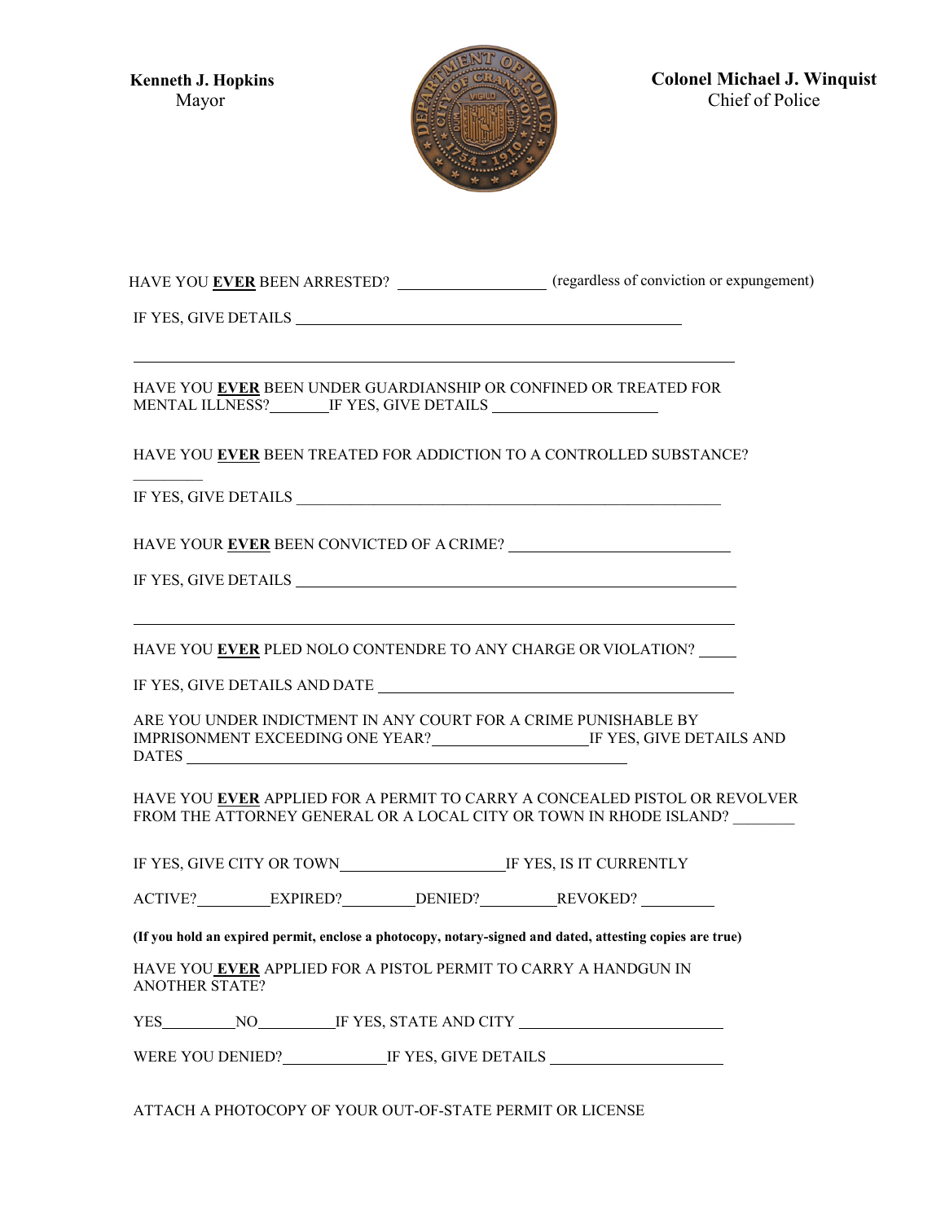**Kenneth J. Hopkins**
Mayor

**Colonel Michael J. Winquist**
Chief of Police

HAVE YOU **EVER** BEEN ARRESTED? ____________________ (regardless of conviction or expungement)

IF YES, GIVE DETAILS ______________________________________________________

______________________________________________________________________________

HAVE YOU **EVER** BEEN UNDER GUARDIANSHIP OR CONFINED OR TREATED FOR MENTAL ILLNESS?________IF YES, GIVE DETAILS ______________________

HAVE YOU **EVER** BEEN TREATED FOR ADDICTION TO A CONTROLLED SUBSTANCE? _________

IF YES, GIVE DETAILS ___________________________________________________________

HAVE YOUR **EVER** BEEN CONVICTED OF A CRIME? ______________________________

IF YES, GIVE DETAILS ___________________________________________________________

______________________________________________________________________________

HAVE YOU **EVER** PLED NOLO CONTENDRE TO ANY CHARGE OR VIOLATION? _____

IF YES, GIVE DETAILS AND DATE ________________________________________________

ARE YOU UNDER INDICTMENT IN ANY COURT FOR A CRIME PUNISHABLE BY IMPRISONMENT EXCEEDING ONE YEAR?_____________________IF YES, GIVE DETAILS AND DATES _____________________________________________________________

HAVE YOU **EVER** APPLIED FOR A PERMIT TO CARRY A CONCEALED PISTOL OR REVOLVER FROM THE ATTORNEY GENERAL OR A LOCAL CITY OR TOWN IN RHODE ISLAND? ________

IF YES, GIVE CITY OR TOWN______________________IF YES, IS IT CURRENTLY

ACTIVE?__________EXPIRED?__________DENIED?__________REVOKED? __________

**(If you hold an expired permit, enclose a photocopy, notary-signed and dated, attesting copies are true)**

HAVE YOU **EVER** APPLIED FOR A PISTOL PERMIT TO CARRY A HANDGUN IN ANOTHER STATE?

YES__________NO__________IF YES, STATE AND CITY ___________________________

WERE YOU DENIED?______________IF YES, GIVE DETAILS _______________________

ATTACH A PHOTOCOPY OF YOUR OUT-OF-STATE PERMIT OR LICENSE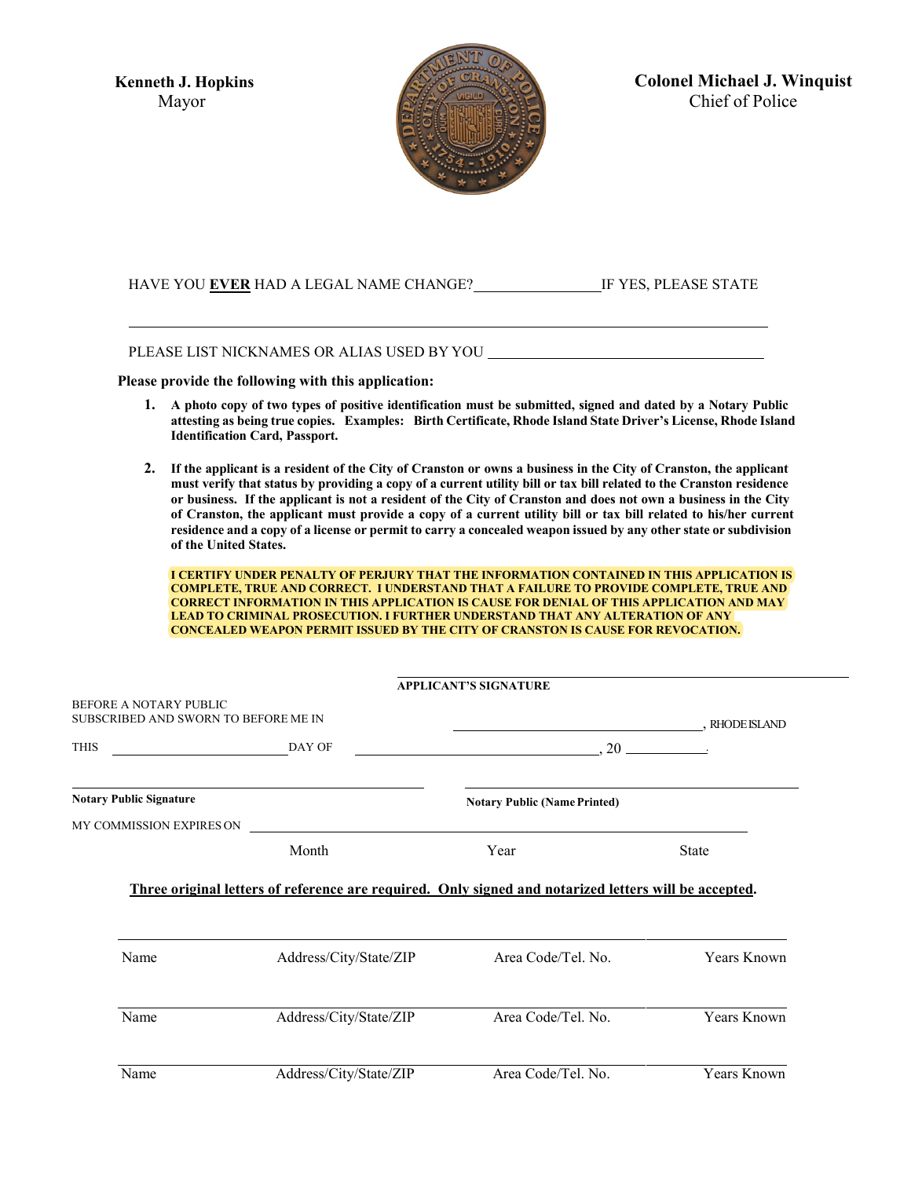**Kenneth J. Hopkins**
Mayor

**Colonel Michael J. Winquist**
Chief of Police

HAVE YOU **EVER** HAD A LEGAL NAME CHANGE?________________ IF YES, PLEASE STATE

______________________________________________________________________________

PLEASE LIST NICKNAMES OR ALIAS USED BY YOU ______________________________________

**Please provide the following with this application:**

1. **A photo copy of two types of positive identification must be submitted, signed and dated by a Notary Public attesting as being true copies. Examples: Birth Certificate, Rhode Island State Driver's License, Rhode Island Identification Card, Passport.**

2. **If the applicant is a resident of the City of Cranston or owns a business in the City of Cranston, the applicant must verify that status by providing a copy of a current utility bill or tax bill related to the Cranston residence or business. If the applicant is not a resident of the City of Cranston and does not own a business in the City of Cranston, the applicant must provide a copy of a current utility bill or tax bill related to his/her current residence and a copy of a license or permit to carry a concealed weapon issued by any other state or subdivision of the United States.**

**I CERTIFY UNDER PENALTY OF PERJURY THAT THE INFORMATION CONTAINED IN THIS APPLICATION IS COMPLETE, TRUE AND CORRECT. I UNDERSTAND THAT A FAILURE TO PROVIDE COMPLETE, TRUE AND CORRECT INFORMATION IN THIS APPLICATION IS CAUSE FOR DENIAL OF THIS APPLICATION AND MAY LEAD TO CRIMINAL PROSECUTION. I FURTHER UNDERSTAND THAT ANY ALTERATION OF ANY CONCEALED WEAPON PERMIT ISSUED BY THE CITY OF CRANSTON IS CAUSE FOR REVOCATION.**

______________________________________
**APPLICANT'S SIGNATURE**

BEFORE A NOTARY PUBLIC
SUBSCRIBED AND SWORN TO BEFORE ME IN ______________________________, RHODE ISLAND

THIS ____________________ DAY OF ______________________________, 20 __________.

______________________________________
**Notary Public Signature**

______________________________________
**Notary Public (Name Printed)**

MY COMMISSION EXPIRES ON ______________________________________________

Month Year State

**Three original letters of reference are required. Only signed and notarized letters will be accepted.**

| Name | Address/City/State/ZIP | Area Code/Tel. No. | Years Known |
|---|---|---|---|
| | | | |
| | | | |
| | | | |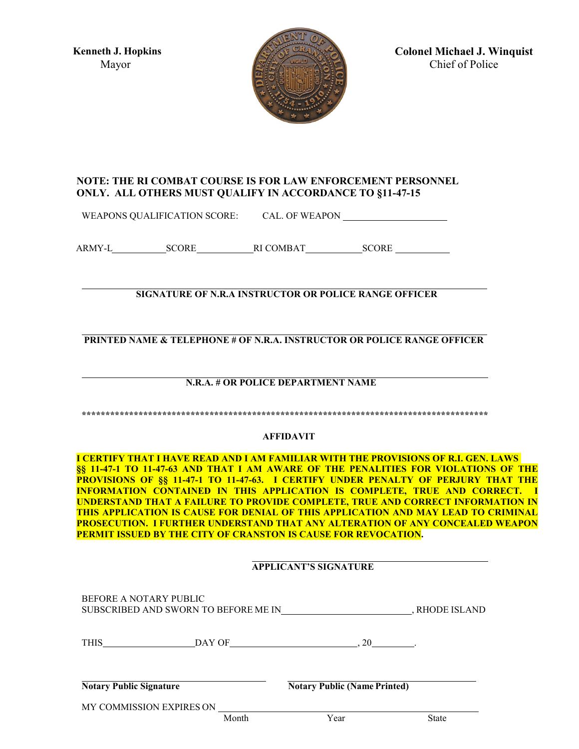**Kenneth J. Hopkins**
Mayor

**Colonel Michael J. Winquist**
Chief of Police

**NOTE: THE RI COMBAT COURSE IS FOR LAW ENFORCEMENT PERSONNEL ONLY. ALL OTHERS MUST QUALIFY IN ACCORDANCE TO §11-47-15**

WEAPONS QUALIFICATION SCORE: CAL. OF WEAPON ____________________

ARMY-L__________SCORE__________RI COMBAT__________SCORE __________

______________________________________________________________
**SIGNATURE OF N.R.A INSTRUCTOR OR POLICE RANGE OFFICER**

______________________________________________________________
**PRINTED NAME & TELEPHONE # OF N.R.A. INSTRUCTOR OR POLICE RANGE OFFICER**

______________________________________________________________
**N.R.A. # OR POLICE DEPARTMENT NAME**

**********************************************************************************************

**AFFIDAVIT**

**I CERTIFY THAT I HAVE READ AND I AM FAMILIAR WITH THE PROVISIONS OF R.I. GEN. LAWS §§ 11-47-1 TO 11-47-63 AND THAT I AM AWARE OF THE PENALITIES FOR VIOLATIONS OF THE PROVISIONS OF §§ 11-47-1 TO 11-47-63. I CERTIFY UNDER PENALTY OF PERJURY THAT THE INFORMATION CONTAINED IN THIS APPLICATION IS COMPLETE, TRUE AND CORRECT. I UNDERSTAND THAT A FAILURE TO PROVIDE COMPLETE, TRUE AND CORRECT INFORMATION IN THIS APPLICATION IS CAUSE FOR DENIAL OF THIS APPLICATION AND MAY LEAD TO CRIMINAL PROSECUTION. I FURTHER UNDERSTAND THAT ANY ALTERATION OF ANY CONCEALED WEAPON PERMIT ISSUED BY THE CITY OF CRANSTON IS CAUSE FOR REVOCATION.**

______________________________________
**APPLICANT'S SIGNATURE**

BEFORE A NOTARY PUBLIC
SUBSCRIBED AND SWORN TO BEFORE ME IN________________________, RHODE ISLAND

THIS________________DAY OF______________________, 20________.

______________________________ ______________________________
**Notary Public Signature** **Notary Public (Name Printed)**

MY COMMISSION EXPIRES ON ________________________________________________
Month Year State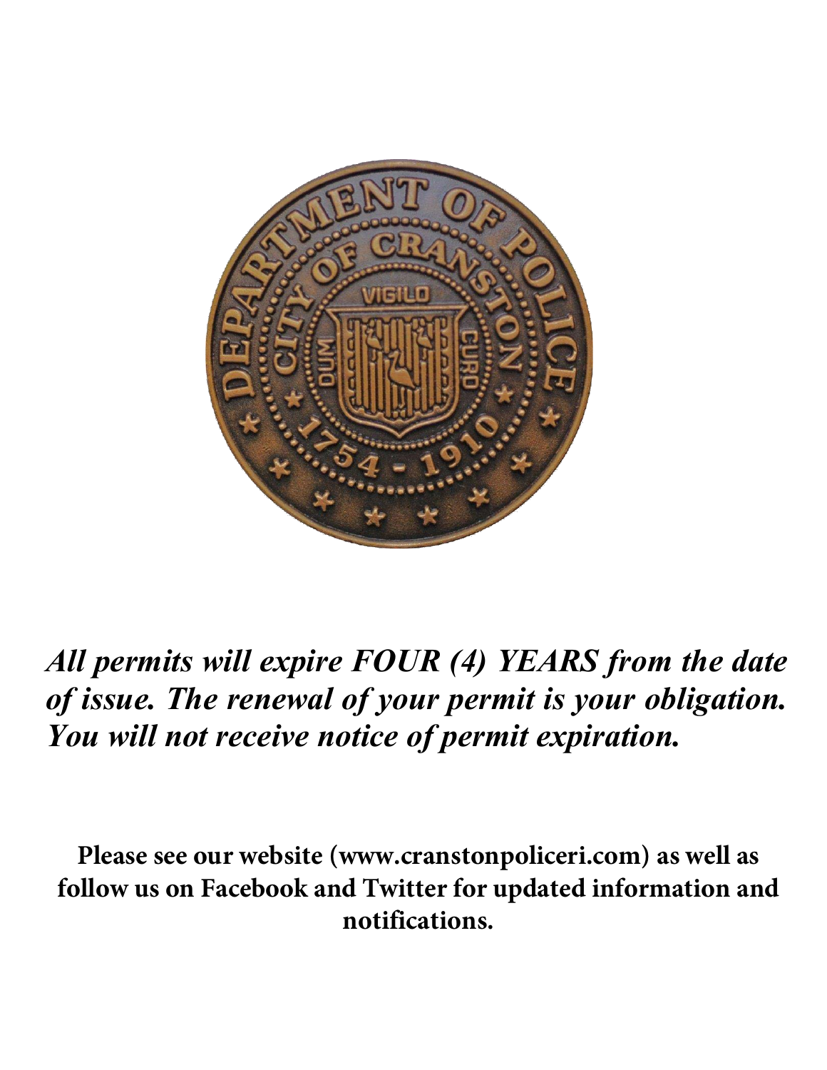***All permits will expire FOUR (4) YEARS from the date of issue. The renewal of your permit is your obligation. You will not receive notice of permit expiration.***

**Please see our website (www.cranstonpoliceri.com) as well as follow us on Facebook and Twitter for updated information and notifications.**